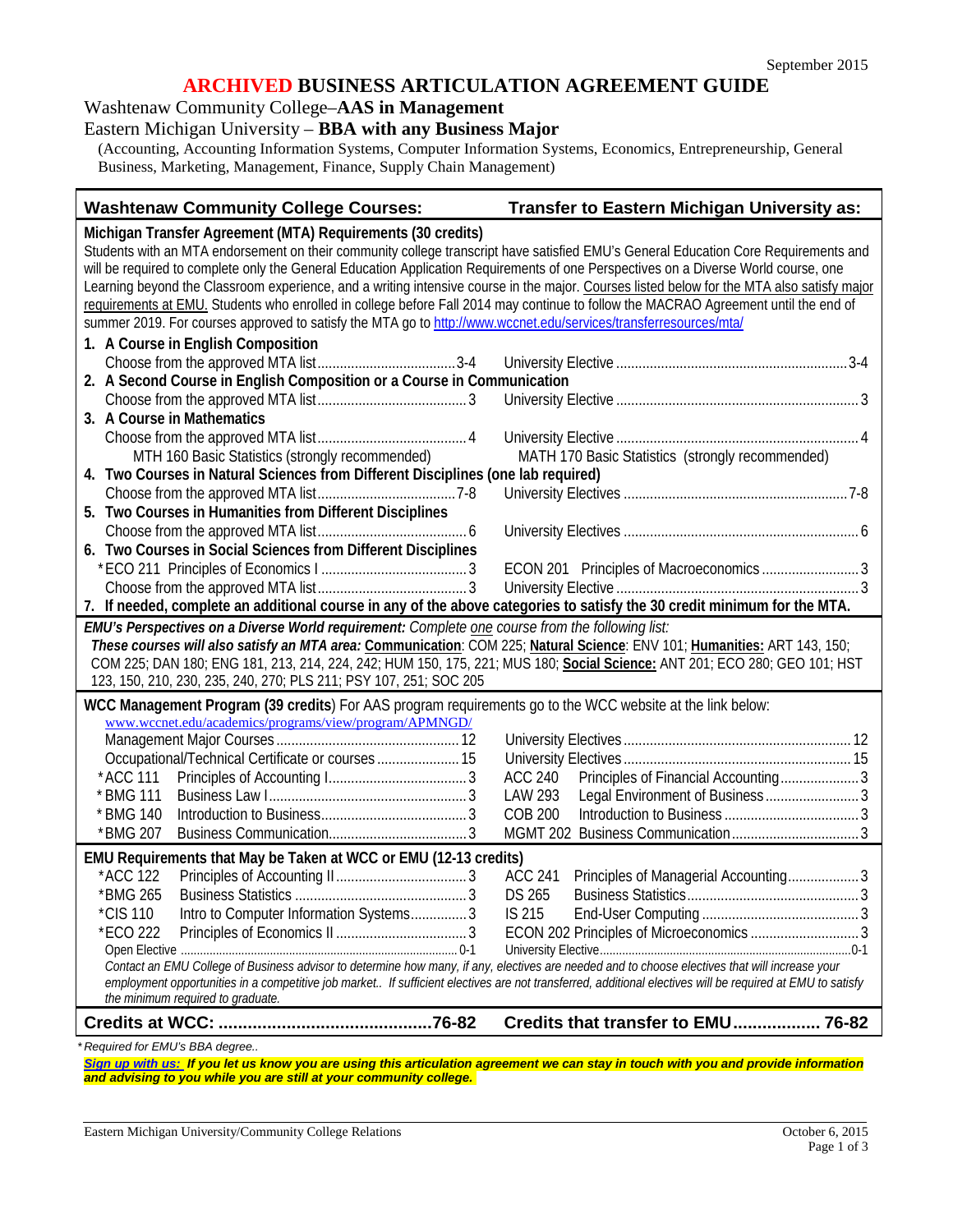September 2015

# ARCHIVED BUSINESS ARTICULATION AGREEMENT GUIDE

Washtenaw Community College–**AAS in Management**

Eastern Michigan University – **BBA with any Business Major**

(Accounting, Accounting Information Systems, Computer Information Systems, Economics, Entrepreneurship, General Business, Marketing, Management, Finance, Supply Chain Management)

| **Washtenaw Community College Courses:** | **Transfer to Eastern Michigan University as:** |
|---|---|
| **Michigan Transfer Agreement (MTA) Requirements (30 credits)** | |
| Students with an MTA endorsement on their community college transcript have satisfied EMU's General Education Core Requirements and will be required to complete only the General Education Application Requirements of one Perspectives on a Diverse World course, one Learning beyond the Classroom experience, and a writing intensive course in the major. Courses listed below for the MTA also satisfy major requirements at EMU. Students who enrolled in college before Fall 2014 may continue to follow the MACRAO Agreement until the end of summer 2019. For courses approved to satisfy the MTA go to http://www.wccnet.edu/services/transferresources/mta/ | |
| **1. A Course in English Composition** | |
| Choose from the approved MTA list ..... 3-4 | University Elective ..... 3-4 |
| **2. A Second Course in English Composition or a Course in Communication** | |
| Choose from the approved MTA list ..... 3 | University Elective ..... 3 |
| **3. A Course in Mathematics** | |
| Choose from the approved MTA list ..... 4 | University Elective ..... 4 |
| MTH 160 Basic Statistics (strongly recommended) | MATH 170 Basic Statistics (strongly recommended) |
| **4. Two Courses in Natural Sciences from Different Disciplines (one lab required)** | |
| Choose from the approved MTA list ..... 7-8 | University Electives ..... 7-8 |
| **5. Two Courses in Humanities from Different Disciplines** | |
| Choose from the approved MTA list ..... 6 | University Electives ..... 6 |
| **6. Two Courses in Social Sciences from Different Disciplines** | |
| *ECO 211 Principles of Economics I ..... 3 | ECON 201 Principles of Macroeconomics ..... 3 |
| Choose from the approved MTA list ..... 3 | University Elective ..... 3 |
| **7. If needed, complete an additional course in any of the above categories to satisfy the 30 credit minimum for the MTA.** | |
| ***EMU's Perspectives on a Diverse World requirement:*** *Complete one course from the following list:* ***These courses will also satisfy an MTA area:*** **Communication**: COM 225; **Natural Science**: ENV 101; **Humanities:** ART 143, 150; COM 225; DAN 180; ENG 181, 213, 214, 224, 242; HUM 150, 175, 221; MUS 180; **Social Science:** ANT 201; ECO 280; GEO 101; HST 123, 150, 210, 230, 235, 240, 270; PLS 211; PSY 107, 251; SOC 205 | |
| **WCC Management Program (39 credits)** For AAS program requirements go to the WCC website at the link below: www.wccnet.edu/academics/programs/view/program/APMNGD/ | |
| Management Major Courses ..... 12 | University Electives ..... 12 |
| Occupational/Technical Certificate or courses ..... 15 | University Electives ..... 15 |
| *ACC 111 Principles of Accounting I ..... 3 | ACC 240 Principles of Financial Accounting ..... 3 |
| *BMG 111 Business Law I ..... 3 | LAW 293 Legal Environment of Business ..... 3 |
| *BMG 140 Introduction to Business ..... 3 | COB 200 Introduction to Business ..... 3 |
| *BMG 207 Business Communication ..... 3 | MGMT 202 Business Communication ..... 3 |
| **EMU Requirements that May be Taken at WCC or EMU (12-13 credits)** | |
| *ACC 122 Principles of Accounting II ..... 3 | ACC 241 Principles of Managerial Accounting ..... 3 |
| *BMG 265 Business Statistics ..... 3 | DS 265 Business Statistics ..... 3 |
| *CIS 110 Intro to Computer Information Systems ..... 3 | IS 215 End-User Computing ..... 3 |
| *ECO 222 Principles of Economics II ..... 3 | ECON 202 Principles of Microeconomics ..... 3 |
| Open Elective ..... 0-1 | University Elective ..... 0-1 |
| *Contact an EMU College of Business advisor to determine how many, if any, electives are needed and to choose electives that will increase your employment opportunities in a competitive job market.. If sufficient electives are not transferred, additional electives will be required at EMU to satisfy the minimum required to graduate.* | |
| **Credits at WCC: ..... 76-82** | **Credits that transfer to EMU ..... 76-82** |

*\* Required for EMU's BBA degree..*

***Sign up with us:** If you let us know you are using this articulation agreement we can stay in touch with you and provide information and advising to you while you are still at your community college.*

Eastern Michigan University/Community College Relations — October 6, 2015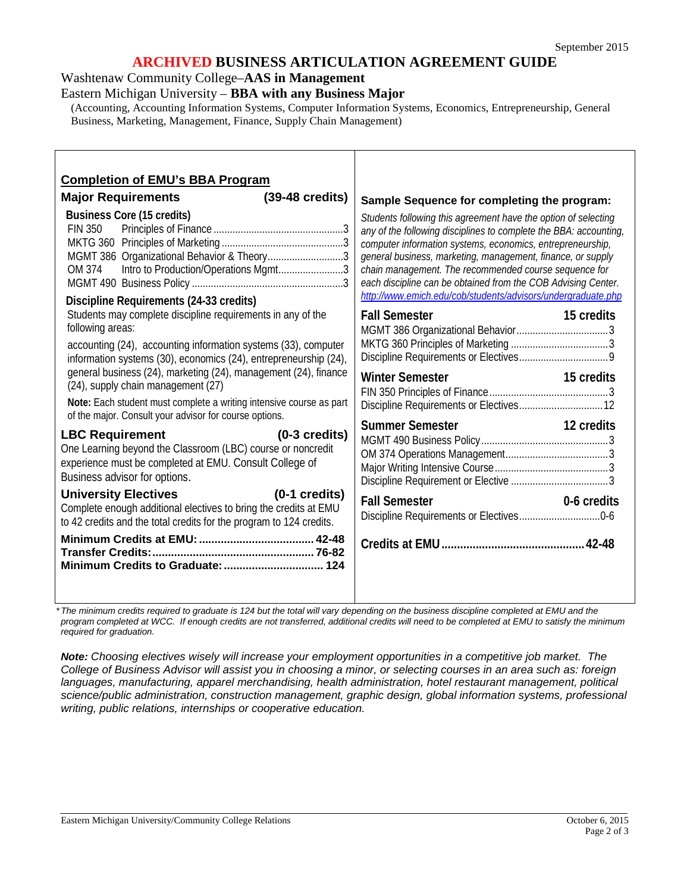September 2015

# ARCHIVED BUSINESS ARTICULATION AGREEMENT GUIDE

Washtenaw Community College–**AAS in Management**

Eastern Michigan University – **BBA with any Business Major**

(Accounting, Accounting Information Systems, Computer Information Systems, Economics, Entrepreneurship, General Business, Marketing, Management, Finance, Supply Chain Management)

## Completion of EMU's BBA Program

### Major Requirements (39-48 credits)

**Business Core (15 credits)**

| Course | Title | Credits |
|---|---|---|
| FIN 350 | Principles of Finance | 3 |
| MKTG 360 | Principles of Marketing | 3 |
| MGMT 386 | Organizational Behavior & Theory | 3 |
| OM 374 | Intro to Production/Operations Mgmt | 3 |
| MGMT 490 | Business Policy | 3 |

**Discipline Requirements (24-33 credits)**

Students may complete discipline requirements in any of the following areas:

accounting (24), accounting information systems (33), computer information systems (30), economics (24), entrepreneurship (24), general business (24), marketing (24), management (24), finance (24), supply chain management (27)

**Note:** Each student must complete a writing intensive course as part of the major. Consult your advisor for course options.

### LBC Requirement (0-3 credits)

One Learning beyond the Classroom (LBC) course or noncredit experience must be completed at EMU. Consult College of Business advisor for options.

### University Electives (0-1 credits)

Complete enough additional electives to bring the credits at EMU to 42 credits and the total credits for the program to 124 credits.

**Minimum Credits at EMU: 42-48**
**Transfer Credits: 76-82**
**Minimum Credits to Graduate: 124**

### Sample Sequence for completing the program:

*Students following this agreement have the option of selecting any of the following disciplines to complete the BBA: accounting, computer information systems, economics, entrepreneurship, general business, marketing, management, finance, or supply chain management. The recommended course sequence for each discipline can be obtained from the COB Advising Center.* http://www.emich.edu/cob/students/advisors/undergraduate.php

**Fall Semester — 15 credits**

| Course | Credits |
|---|---|
| MGMT 386 Organizational Behavior | 3 |
| MKTG 360 Principles of Marketing | 3 |
| Discipline Requirements or Electives | 9 |

**Winter Semester — 15 credits**

| Course | Credits |
|---|---|
| FIN 350 Principles of Finance | 3 |
| Discipline Requirements or Electives | 12 |

**Summer Semester — 12 credits**

| Course | Credits |
|---|---|
| MGMT 490 Business Policy | 3 |
| OM 374 Operations Management | 3 |
| Major Writing Intensive Course | 3 |
| Discipline Requirement or Elective | 3 |

**Fall Semester — 0-6 credits**

| Course | Credits |
|---|---|
| Discipline Requirements or Electives | 0-6 |

**Credits at EMU: 42-48**

*\*The minimum credits required to graduate is 124 but the total will vary depending on the business discipline completed at EMU and the program completed at WCC. If enough credits are not transferred, additional credits will need to be completed at EMU to satisfy the minimum required for graduation.*

***Note:*** *Choosing electives wisely will increase your employment opportunities in a competitive job market. The College of Business Advisor will assist you in choosing a minor, or selecting courses in an area such as: foreign languages, manufacturing, apparel merchandising, health administration, hotel restaurant management, political science/public administration, construction management, graphic design, global information systems, professional writing, public relations, internships or cooperative education.*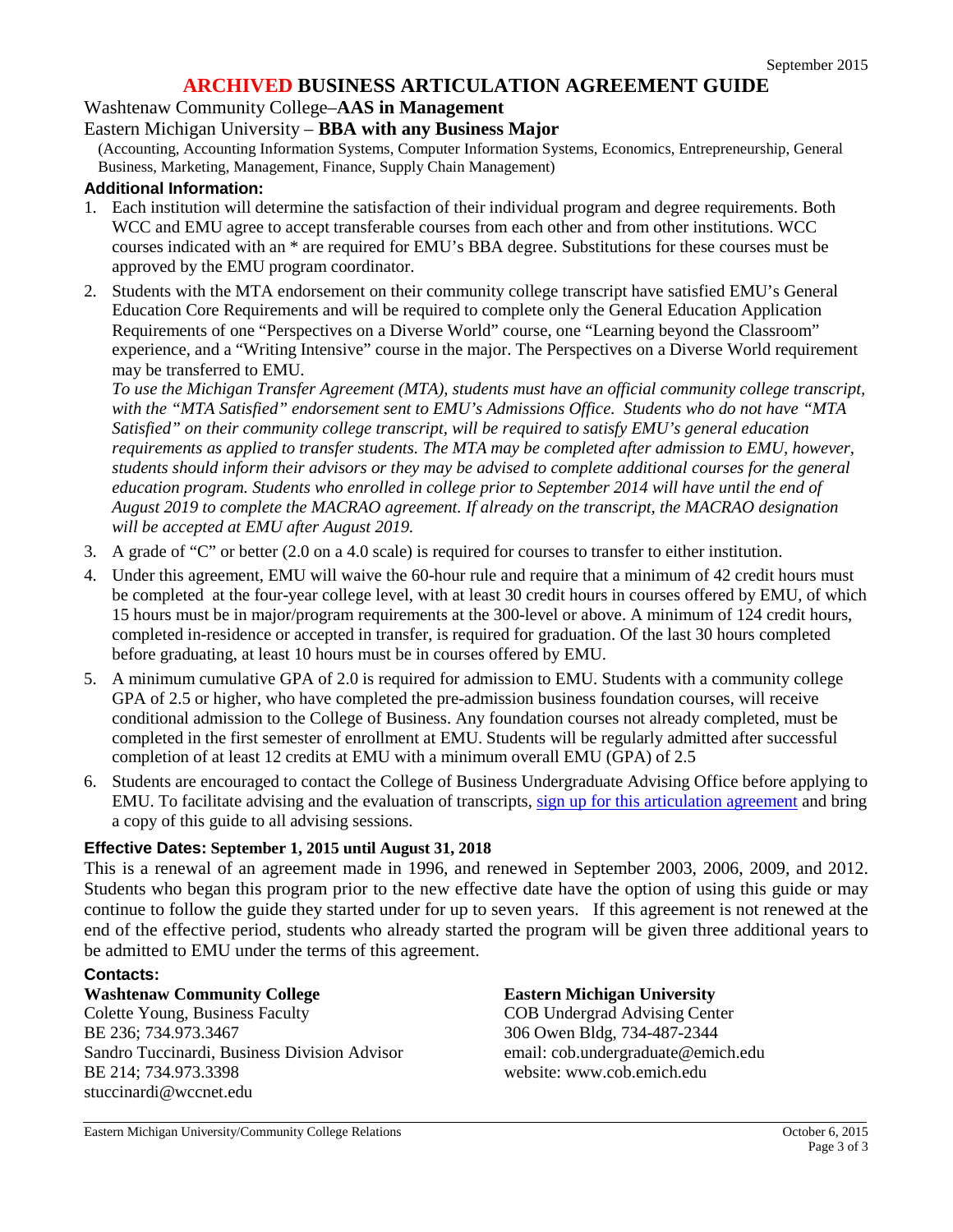September 2015

# ARCHIVED BUSINESS ARTICULATION AGREEMENT GUIDE

Washtenaw Community College–**AAS in Management**

Eastern Michigan University – **BBA with any Business Major**

(Accounting, Accounting Information Systems, Computer Information Systems, Economics, Entrepreneurship, General Business, Marketing, Management, Finance, Supply Chain Management)

### Additional Information:

1. Each institution will determine the satisfaction of their individual program and degree requirements. Both WCC and EMU agree to accept transferable courses from each other and from other institutions. WCC courses indicated with an * are required for EMU's BBA degree. Substitutions for these courses must be approved by the EMU program coordinator.
2. Students with the MTA endorsement on their community college transcript have satisfied EMU's General Education Core Requirements and will be required to complete only the General Education Application Requirements of one "Perspectives on a Diverse World" course, one "Learning beyond the Classroom" experience, and a "Writing Intensive" course in the major. The Perspectives on a Diverse World requirement may be transferred to EMU.
   *To use the Michigan Transfer Agreement (MTA), students must have an official community college transcript, with the "MTA Satisfied" endorsement sent to EMU's Admissions Office. Students who do not have "MTA Satisfied" on their community college transcript, will be required to satisfy EMU's general education requirements as applied to transfer students. The MTA may be completed after admission to EMU, however, students should inform their advisors or they may be advised to complete additional courses for the general education program. Students who enrolled in college prior to September 2014 will have until the end of August 2019 to complete the MACRAO agreement. If already on the transcript, the MACRAO designation will be accepted at EMU after August 2019.*
3. A grade of "C" or better (2.0 on a 4.0 scale) is required for courses to transfer to either institution.
4. Under this agreement, EMU will waive the 60-hour rule and require that a minimum of 42 credit hours must be completed at the four-year college level, with at least 30 credit hours in courses offered by EMU, of which 15 hours must be in major/program requirements at the 300-level or above. A minimum of 124 credit hours, completed in-residence or accepted in transfer, is required for graduation. Of the last 30 hours completed before graduating, at least 10 hours must be in courses offered by EMU.
5. A minimum cumulative GPA of 2.0 is required for admission to EMU. Students with a community college GPA of 2.5 or higher, who have completed the pre-admission business foundation courses, will receive conditional admission to the College of Business. Any foundation courses not already completed, must be completed in the first semester of enrollment at EMU. Students will be regularly admitted after successful completion of at least 12 credits at EMU with a minimum overall EMU (GPA) of 2.5
6. Students are encouraged to contact the College of Business Undergraduate Advising Office before applying to EMU. To facilitate advising and the evaluation of transcripts, sign up for this articulation agreement and bring a copy of this guide to all advising sessions.

### Effective Dates: September 1, 2015 until August 31, 2018

This is a renewal of an agreement made in 1996, and renewed in September 2003, 2006, 2009, and 2012. Students who began this program prior to the new effective date have the option of using this guide or may continue to follow the guide they started under for up to seven years. If this agreement is not renewed at the end of the effective period, students who already started the program will be given three additional years to be admitted to EMU under the terms of this agreement.

### Contacts:

**Washtenaw Community College**
Colette Young, Business Faculty
BE 236; 734.973.3467
Sandro Tuccinardi, Business Division Advisor
BE 214; 734.973.3398
stuccinardi@wccnet.edu

**Eastern Michigan University**
COB Undergrad Advising Center
306 Owen Bldg, 734-487-2344
email: cob.undergraduate@emich.edu
website: www.cob.emich.edu

Eastern Michigan University/Community College Relations October 6, 2015